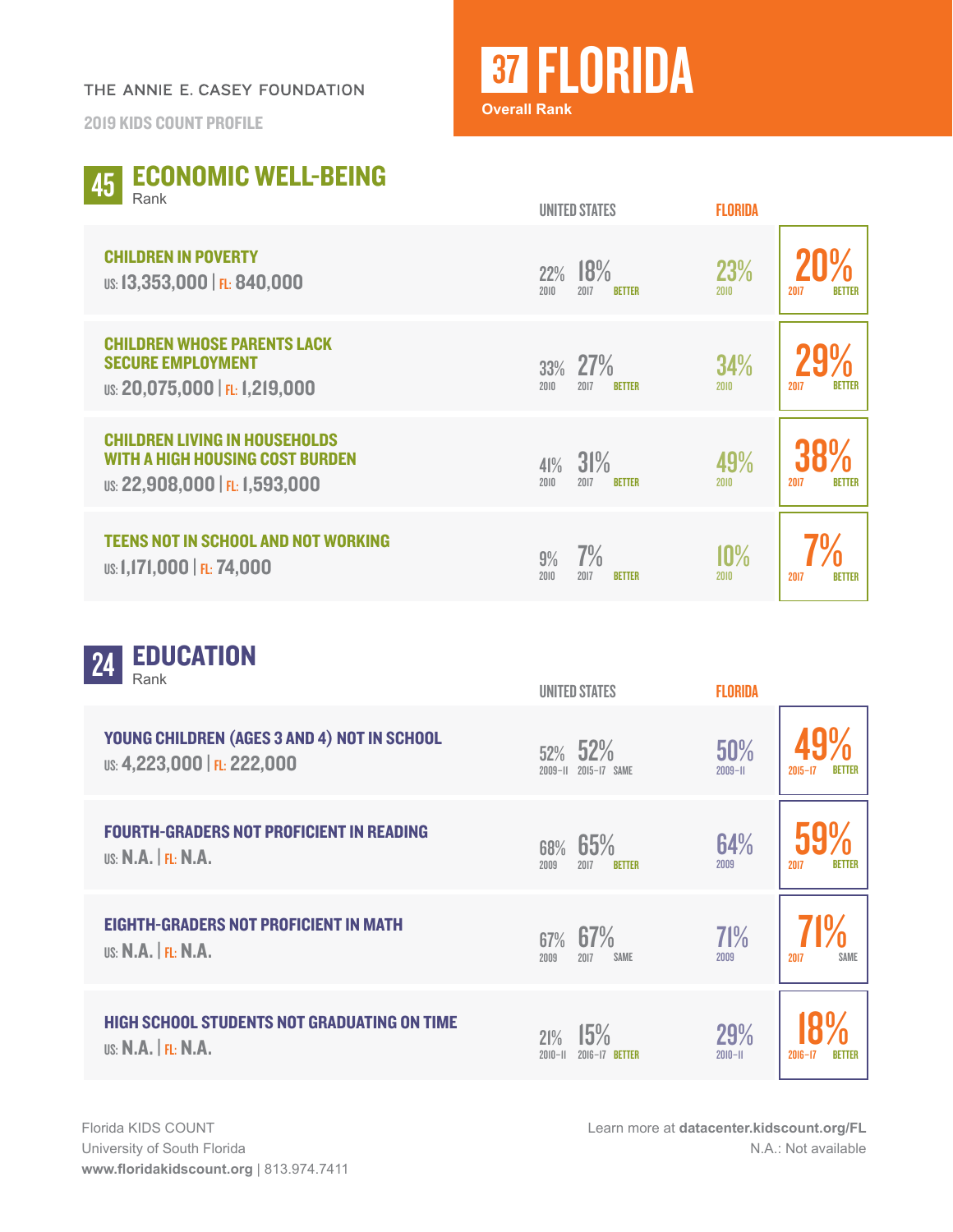THE ANNIE E. CASEY FOUNDATION

2019 KIDS COUNT PROFILE

# 37 FLORIDA

Overall Rank

## 45 ECONOMIC WELL-BEING Rank

| Indicator | United States | | | Florida | | |
|---|---|---|---|---|---|---|
| | 2010 | 2017 | Trend | 2010 | 2017 | Trend |
| **CHILDREN IN POVERTY** US: 13,353,000 \| FL: 840,000 | 22% | 18% | BETTER | 23% | 20% | BETTER |
| **CHILDREN WHOSE PARENTS LACK SECURE EMPLOYMENT** US: 20,075,000 \| FL: 1,219,000 | 33% | 27% | BETTER | 34% | 29% | BETTER |
| **CHILDREN LIVING IN HOUSEHOLDS WITH A HIGH HOUSING COST BURDEN** US: 22,908,000 \| FL: 1,593,000 | 41% | 31% | BETTER | 49% | 38% | BETTER |
| **TEENS NOT IN SCHOOL AND NOT WORKING** US: 1,171,000 \| FL: 74,000 | 9% | 7% | BETTER | 10% | 7% | BETTER |

## 24 EDUCATION Rank

| Indicator | United States | | | Florida | | |
|---|---|---|---|---|---|---|
| **YOUNG CHILDREN (AGES 3 AND 4) NOT IN SCHOOL** US: 4,223,000 \| FL: 222,000 | 52% (2009–11) | 52% (2015–17) | SAME | 50% (2009–11) | 49% (2015–17) | BETTER |
| **FOURTH-GRADERS NOT PROFICIENT IN READING** US: N.A. \| FL: N.A. | 68% (2009) | 65% (2017) | BETTER | 64% (2009) | 59% (2017) | BETTER |
| **EIGHTH-GRADERS NOT PROFICIENT IN MATH** US: N.A. \| FL: N.A. | 67% (2009) | 67% (2017) | SAME | 71% (2009) | 71% (2017) | SAME |
| **HIGH SCHOOL STUDENTS NOT GRADUATING ON TIME** US: N.A. \| FL: N.A. | 21% (2010–11) | 15% (2016–17) | BETTER | 29% (2010–11) | 18% (2016–17) | BETTER |

Florida KIDS COUNT
University of South Florida
**www.floridakidscount.org** | 813.974.7411

Learn more at **datacenter.kidscount.org/FL**
N.A.: Not available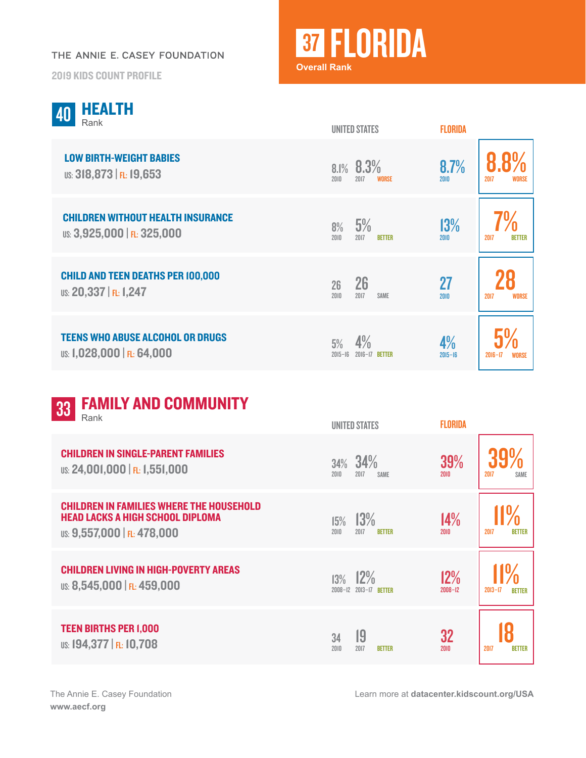THE ANNIE E. CASEY FOUNDATION

2019 KIDS COUNT PROFILE

# 37 FLORIDA

Overall Rank

## 40 HEALTH

Rank

| | UNITED STATES | | FLORIDA | |
|---|---|---|---|---|
| **LOW BIRTH-WEIGHT BABIES** US: 318,873 \| FL: 19,653 | 8.1% (2010) | 8.3% (2017) WORSE | 8.7% (2010) | 8.8% (2017) WORSE |
| **CHILDREN WITHOUT HEALTH INSURANCE** US: 3,925,000 \| FL: 325,000 | 8% (2010) | 5% (2017) BETTER | 13% (2010) | 7% (2017) BETTER |
| **CHILD AND TEEN DEATHS PER 100,000** US: 20,337 \| FL: 1,247 | 26 (2010) | 26 (2017) SAME | 27 (2010) | 28 (2017) WORSE |
| **TEENS WHO ABUSE ALCOHOL OR DRUGS** US: 1,028,000 \| FL: 64,000 | 5% (2015–16) | 4% (2016–17) BETTER | 4% (2015–16) | 5% (2016–17) WORSE |

## 33 FAMILY AND COMMUNITY

Rank

| | UNITED STATES | | FLORIDA | |
|---|---|---|---|---|
| **CHILDREN IN SINGLE-PARENT FAMILIES** US: 24,001,000 \| FL: 1,551,000 | 34% (2010) | 34% (2017) SAME | 39% (2010) | 39% (2017) SAME |
| **CHILDREN IN FAMILIES WHERE THE HOUSEHOLD HEAD LACKS A HIGH SCHOOL DIPLOMA** US: 9,557,000 \| FL: 478,000 | 15% (2010) | 13% (2017) BETTER | 14% (2010) | 11% (2017) BETTER |
| **CHILDREN LIVING IN HIGH-POVERTY AREAS** US: 8,545,000 \| FL: 459,000 | 13% (2008–12) | 12% (2013–17) BETTER | 12% (2008–12) | 11% (2013–17) BETTER |
| **TEEN BIRTHS PER 1,000** US: 194,377 \| FL: 10,708 | 34 (2010) | 19 (2017) BETTER | 32 (2010) | 18 (2017) BETTER |

The Annie E. Casey Foundation
**www.aecf.org**

Learn more at **datacenter.kidscount.org/USA**